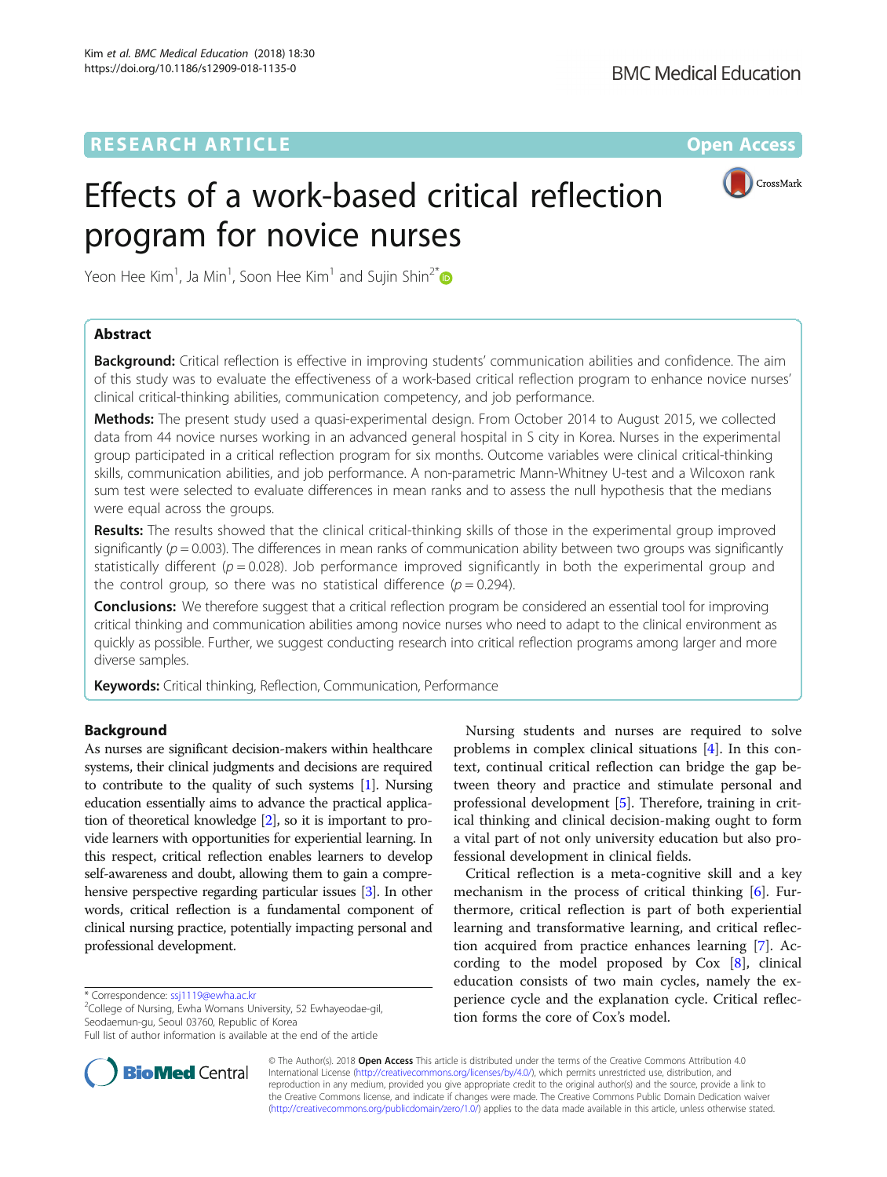RESEARCH ARTICLE

Open Access

# Effects of a work-based critical reflection program for novice nurses

Yeon Hee Kim[1], Ja Min[1], Soon Hee Kim[1] and Sujin Shin[2*]

## Abstract

**Background:** Critical reflection is effective in improving students' communication abilities and confidence. The aim of this study was to evaluate the effectiveness of a work-based critical reflection program to enhance novice nurses' clinical critical-thinking abilities, communication competency, and job performance.

**Methods:** The present study used a quasi-experimental design. From October 2014 to August 2015, we collected data from 44 novice nurses working in an advanced general hospital in S city in Korea. Nurses in the experimental group participated in a critical reflection program for six months. Outcome variables were clinical critical-thinking skills, communication abilities, and job performance. A non-parametric Mann-Whitney U-test and a Wilcoxon rank sum test were selected to evaluate differences in mean ranks and to assess the null hypothesis that the medians were equal across the groups.

**Results:** The results showed that the clinical critical-thinking skills of those in the experimental group improved significantly ($p = 0.003$). The differences in mean ranks of communication ability between two groups was significantly statistically different ($p = 0.028$). Job performance improved significantly in both the experimental group and the control group, so there was no statistical difference ($p = 0.294$).

**Conclusions:** We therefore suggest that a critical reflection program be considered an essential tool for improving critical thinking and communication abilities among novice nurses who need to adapt to the clinical environment as quickly as possible. Further, we suggest conducting research into critical reflection programs among larger and more diverse samples.

**Keywords:** Critical thinking, Reflection, Communication, Performance

## Background

As nurses are significant decision-makers within healthcare systems, their clinical judgments and decisions are required to contribute to the quality of such systems [1]. Nursing education essentially aims to advance the practical application of theoretical knowledge [2], so it is important to provide learners with opportunities for experiential learning. In this respect, critical reflection enables learners to develop self-awareness and doubt, allowing them to gain a comprehensive perspective regarding particular issues [3]. In other words, critical reflection is a fundamental component of clinical nursing practice, potentially impacting personal and professional development.

Nursing students and nurses are required to solve problems in complex clinical situations [4]. In this context, continual critical reflection can bridge the gap between theory and practice and stimulate personal and professional development [5]. Therefore, training in critical thinking and clinical decision-making ought to form a vital part of not only university education but also professional development in clinical fields.

Critical reflection is a meta-cognitive skill and a key mechanism in the process of critical thinking [6]. Furthermore, critical reflection is part of both experiential learning and transformative learning, and critical reflection acquired from practice enhances learning [7]. According to the model proposed by Cox [8], clinical education consists of two main cycles, namely the experience cycle and the explanation cycle. Critical reflection forms the core of Cox's model.

* Correspondence: ssj1119@ewha.ac.kr
[2]College of Nursing, Ewha Womans University, 52 Ewhayeodae-gil, Seodaemun-gu, Seoul 03760, Republic of Korea
Full list of author information is available at the end of the article

© The Author(s). 2018 **Open Access** This article is distributed under the terms of the Creative Commons Attribution 4.0 International License (http://creativecommons.org/licenses/by/4.0/), which permits unrestricted use, distribution, and reproduction in any medium, provided you give appropriate credit to the original author(s) and the source, provide a link to the Creative Commons license, and indicate if changes were made. The Creative Commons Public Domain Dedication waiver (http://creativecommons.org/publicdomain/zero/1.0/) applies to the data made available in this article, unless otherwise stated.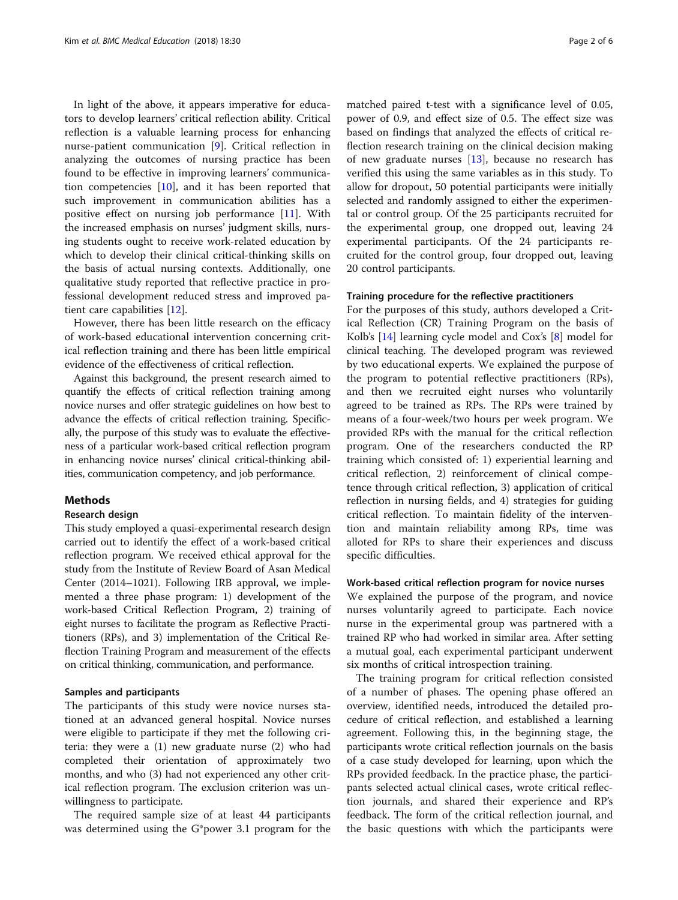In light of the above, it appears imperative for educators to develop learners' critical reflection ability. Critical reflection is a valuable learning process for enhancing nurse-patient communication [9]. Critical reflection in analyzing the outcomes of nursing practice has been found to be effective in improving learners' communication competencies [10], and it has been reported that such improvement in communication abilities has a positive effect on nursing job performance [11]. With the increased emphasis on nurses' judgment skills, nursing students ought to receive work-related education by which to develop their clinical critical-thinking skills on the basis of actual nursing contexts. Additionally, one qualitative study reported that reflective practice in professional development reduced stress and improved patient care capabilities [12].

However, there has been little research on the efficacy of work-based educational intervention concerning critical reflection training and there has been little empirical evidence of the effectiveness of critical reflection.

Against this background, the present research aimed to quantify the effects of critical reflection training among novice nurses and offer strategic guidelines on how best to advance the effects of critical reflection training. Specifically, the purpose of this study was to evaluate the effectiveness of a particular work-based critical reflection program in enhancing novice nurses' clinical critical-thinking abilities, communication competency, and job performance.

## Methods

### Research design

This study employed a quasi-experimental research design carried out to identify the effect of a work-based critical reflection program. We received ethical approval for the study from the Institute of Review Board of Asan Medical Center (2014–1021). Following IRB approval, we implemented a three phase program: 1) development of the work-based Critical Reflection Program, 2) training of eight nurses to facilitate the program as Reflective Practitioners (RPs), and 3) implementation of the Critical Reflection Training Program and measurement of the effects on critical thinking, communication, and performance.

### Samples and participants

The participants of this study were novice nurses stationed at an advanced general hospital. Novice nurses were eligible to participate if they met the following criteria: they were a (1) new graduate nurse (2) who had completed their orientation of approximately two months, and who (3) had not experienced any other critical reflection program. The exclusion criterion was unwillingness to participate.

The required sample size of at least 44 participants was determined using the G*power 3.1 program for the matched paired t-test with a significance level of 0.05, power of 0.9, and effect size of 0.5. The effect size was based on findings that analyzed the effects of critical reflection research training on the clinical decision making of new graduate nurses [13], because no research has verified this using the same variables as in this study. To allow for dropout, 50 potential participants were initially selected and randomly assigned to either the experimental or control group. Of the 25 participants recruited for the experimental group, one dropped out, leaving 24 experimental participants. Of the 24 participants recruited for the control group, four dropped out, leaving 20 control participants.

### Training procedure for the reflective practitioners

For the purposes of this study, authors developed a Critical Reflection (CR) Training Program on the basis of Kolb's [14] learning cycle model and Cox's [8] model for clinical teaching. The developed program was reviewed by two educational experts. We explained the purpose of the program to potential reflective practitioners (RPs), and then we recruited eight nurses who voluntarily agreed to be trained as RPs. The RPs were trained by means of a four-week/two hours per week program. We provided RPs with the manual for the critical reflection program. One of the researchers conducted the RP training which consisted of: 1) experiential learning and critical reflection, 2) reinforcement of clinical competence through critical reflection, 3) application of critical reflection in nursing fields, and 4) strategies for guiding critical reflection. To maintain fidelity of the intervention and maintain reliability among RPs, time was alloted for RPs to share their experiences and discuss specific difficulties.

### Work-based critical reflection program for novice nurses

We explained the purpose of the program, and novice nurses voluntarily agreed to participate. Each novice nurse in the experimental group was partnered with a trained RP who had worked in similar area. After setting a mutual goal, each experimental participant underwent six months of critical introspection training.

The training program for critical reflection consisted of a number of phases. The opening phase offered an overview, identified needs, introduced the detailed procedure of critical reflection, and established a learning agreement. Following this, in the beginning stage, the participants wrote critical reflection journals on the basis of a case study developed for learning, upon which the RPs provided feedback. In the practice phase, the participants selected actual clinical cases, wrote critical reflection journals, and shared their experience and RP's feedback. The form of the critical reflection journal, and the basic questions with which the participants were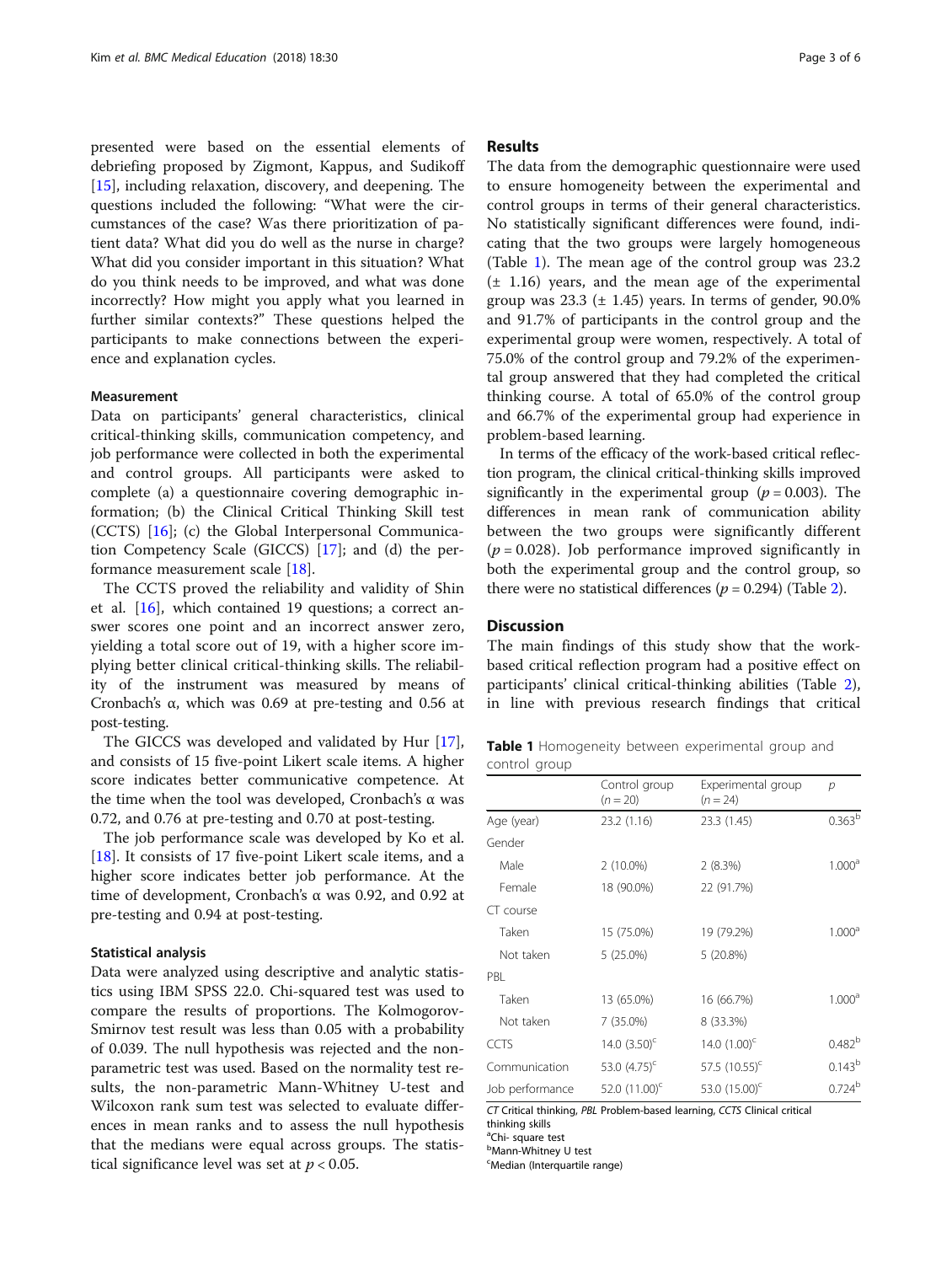presented were based on the essential elements of debriefing proposed by Zigmont, Kappus, and Sudikoff [15], including relaxation, discovery, and deepening. The questions included the following: "What were the circumstances of the case? Was there prioritization of patient data? What did you do well as the nurse in charge? What did you consider important in this situation? What do you think needs to be improved, and what was done incorrectly? How might you apply what you learned in further similar contexts?" These questions helped the participants to make connections between the experience and explanation cycles.

### Measurement

Data on participants' general characteristics, clinical critical-thinking skills, communication competency, and job performance were collected in both the experimental and control groups. All participants were asked to complete (a) a questionnaire covering demographic information; (b) the Clinical Critical Thinking Skill test (CCTS) [16]; (c) the Global Interpersonal Communication Competency Scale (GICCS) [17]; and (d) the performance measurement scale [18].

The CCTS proved the reliability and validity of Shin et al. [16], which contained 19 questions; a correct answer scores one point and an incorrect answer zero, yielding a total score out of 19, with a higher score implying better clinical critical-thinking skills. The reliability of the instrument was measured by means of Cronbach's α, which was 0.69 at pre-testing and 0.56 at post-testing.

The GICCS was developed and validated by Hur [17], and consists of 15 five-point Likert scale items. A higher score indicates better communicative competence. At the time when the tool was developed, Cronbach's α was 0.72, and 0.76 at pre-testing and 0.70 at post-testing.

The job performance scale was developed by Ko et al. [18]. It consists of 17 five-point Likert scale items, and a higher score indicates better job performance. At the time of development, Cronbach's α was 0.92, and 0.92 at pre-testing and 0.94 at post-testing.

### Statistical analysis

Data were analyzed using descriptive and analytic statistics using IBM SPSS 22.0. Chi-squared test was used to compare the results of proportions. The Kolmogorov-Smirnov test result was less than 0.05 with a probability of 0.039. The null hypothesis was rejected and the non-parametric test was used. Based on the normality test results, the non-parametric Mann-Whitney U-test and Wilcoxon rank sum test was selected to evaluate differences in mean ranks and to assess the null hypothesis that the medians were equal across groups. The statistical significance level was set at $p < 0.05$.

## Results

The data from the demographic questionnaire were used to ensure homogeneity between the experimental and control groups in terms of their general characteristics. No statistically significant differences were found, indicating that the two groups were largely homogeneous (Table 1). The mean age of the control group was 23.2 (± 1.16) years, and the mean age of the experimental group was 23.3 (± 1.45) years. In terms of gender, 90.0% and 91.7% of participants in the control group and the experimental group were women, respectively. A total of 75.0% of the control group and 79.2% of the experimental group answered that they had completed the critical thinking course. A total of 65.0% of the control group and 66.7% of the experimental group had experience in problem-based learning.

In terms of the efficacy of the work-based critical reflection program, the clinical critical-thinking skills improved significantly in the experimental group ($p = 0.003$). The differences in mean rank of communication ability between the two groups were significantly different ($p = 0.028$). Job performance improved significantly in both the experimental group and the control group, so there were no statistical differences ($p = 0.294$) (Table 2).

## Discussion

The main findings of this study show that the work-based critical reflection program had a positive effect on participants' clinical critical-thinking abilities (Table 2), in line with previous research findings that critical

**Table 1** Homogeneity between experimental group and control group

| | Control group ($n = 20$) | Experimental group ($n = 24$) | $p$ |
|---|---|---|---|
| Age (year) | 23.2 (1.16) | 23.3 (1.45) | 0.363[b] |
| Gender | | | |
| Male | 2 (10.0%) | 2 (8.3%) | 1.000[a] |
| Female | 18 (90.0%) | 22 (91.7%) | |
| CT course | | | |
| Taken | 15 (75.0%) | 19 (79.2%) | 1.000[a] |
| Not taken | 5 (25.0%) | 5 (20.8%) | |
| PBL | | | |
| Taken | 13 (65.0%) | 16 (66.7%) | 1.000[a] |
| Not taken | 7 (35.0%) | 8 (33.3%) | |
| CCTS | 14.0 (3.50)[c] | 14.0 (1.00)[c] | 0.482[b] |
| Communication | 53.0 (4.75)[c] | 57.5 (10.55)[c] | 0.143[b] |
| Job performance | 52.0 (11.00)[c] | 53.0 (15.00)[c] | 0.724[b] |

*CT* Critical thinking, *PBL* Problem-based learning, *CCTS* Clinical critical thinking skills
[a] Chi- square test
[b] Mann-Whitney U test
[c] Median (Interquartile range)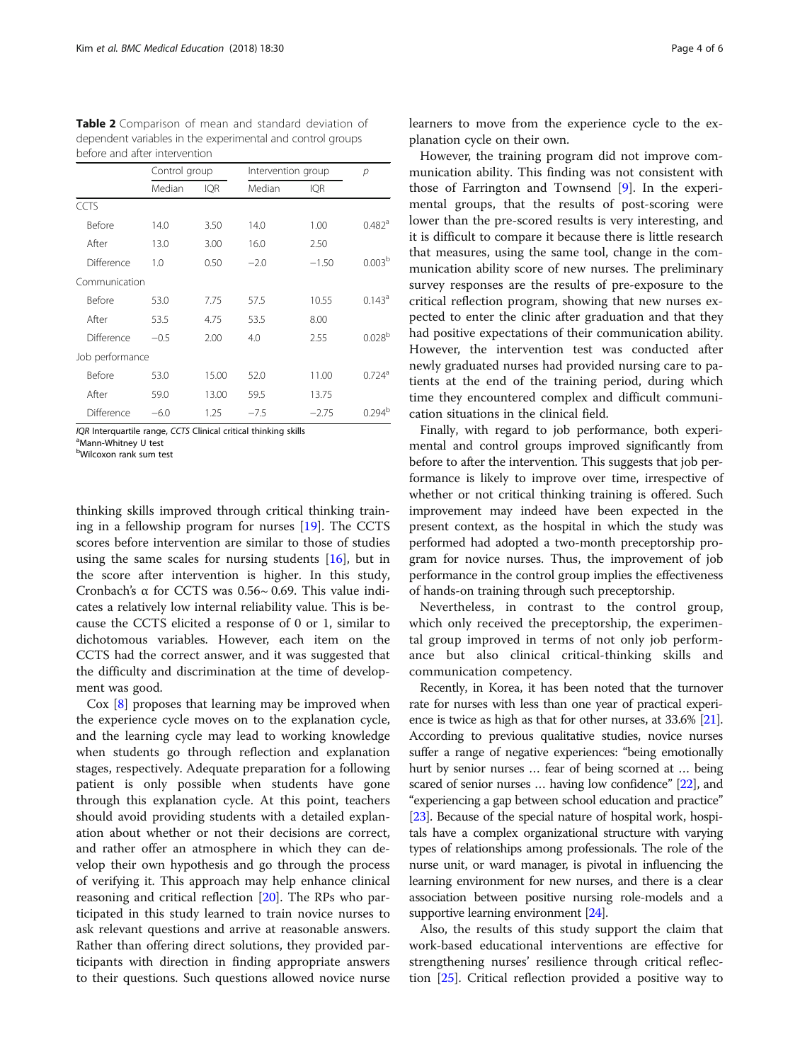**Table 2** Comparison of mean and standard deviation of dependent variables in the experimental and control groups before and after intervention

| | Control group | | Intervention group | | *p* |
|---|---|---|---|---|---|
| | Median | IQR | Median | IQR | |
| CCTS | | | | | |
| Before | 14.0 | 3.50 | 14.0 | 1.00 | 0.482[a] |
| After | 13.0 | 3.00 | 16.0 | 2.50 | |
| Difference | 1.0 | 0.50 | −2.0 | −1.50 | 0.003[b] |
| Communication | | | | | |
| Before | 53.0 | 7.75 | 57.5 | 10.55 | 0.143[a] |
| After | 53.5 | 4.75 | 53.5 | 8.00 | |
| Difference | −0.5 | 2.00 | 4.0 | 2.55 | 0.028[b] |
| Job performance | | | | | |
| Before | 53.0 | 15.00 | 52.0 | 11.00 | 0.724[a] |
| After | 59.0 | 13.00 | 59.5 | 13.75 | |
| Difference | −6.0 | 1.25 | −7.5 | −2.75 | 0.294[b] |

*IQR* Interquartile range, *CCTS* Clinical critical thinking skills
[a]Mann-Whitney U test
[b]Wilcoxon rank sum test

thinking skills improved through critical thinking training in a fellowship program for nurses [19]. The CCTS scores before intervention are similar to those of studies using the same scales for nursing students [16], but in the score after intervention is higher. In this study, Cronbach's α for CCTS was 0.56~ 0.69. This value indicates a relatively low internal reliability value. This is because the CCTS elicited a response of 0 or 1, similar to dichotomous variables. However, each item on the CCTS had the correct answer, and it was suggested that the difficulty and discrimination at the time of development was good.

Cox [8] proposes that learning may be improved when the experience cycle moves on to the explanation cycle, and the learning cycle may lead to working knowledge when students go through reflection and explanation stages, respectively. Adequate preparation for a following patient is only possible when students have gone through this explanation cycle. At this point, teachers should avoid providing students with a detailed explanation about whether or not their decisions are correct, and rather offer an atmosphere in which they can develop their own hypothesis and go through the process of verifying it. This approach may help enhance clinical reasoning and critical reflection [20]. The RPs who participated in this study learned to train novice nurses to ask relevant questions and arrive at reasonable answers. Rather than offering direct solutions, they provided participants with direction in finding appropriate answers to their questions. Such questions allowed novice nurse learners to move from the experience cycle to the explanation cycle on their own.

However, the training program did not improve communication ability. This finding was not consistent with those of Farrington and Townsend [9]. In the experimental groups, that the results of post-scoring were lower than the pre-scored results is very interesting, and it is difficult to compare it because there is little research that measures, using the same tool, change in the communication ability score of new nurses. The preliminary survey responses are the results of pre-exposure to the critical reflection program, showing that new nurses expected to enter the clinic after graduation and that they had positive expectations of their communication ability. However, the intervention test was conducted after newly graduated nurses had provided nursing care to patients at the end of the training period, during which time they encountered complex and difficult communication situations in the clinical field.

Finally, with regard to job performance, both experimental and control groups improved significantly from before to after the intervention. This suggests that job performance is likely to improve over time, irrespective of whether or not critical thinking training is offered. Such improvement may indeed have been expected in the present context, as the hospital in which the study was performed had adopted a two-month preceptorship program for novice nurses. Thus, the improvement of job performance in the control group implies the effectiveness of hands-on training through such preceptorship.

Nevertheless, in contrast to the control group, which only received the preceptorship, the experimental group improved in terms of not only job performance but also clinical critical-thinking skills and communication competency.

Recently, in Korea, it has been noted that the turnover rate for nurses with less than one year of practical experience is twice as high as that for other nurses, at 33.6% [21]. According to previous qualitative studies, novice nurses suffer a range of negative experiences: "being emotionally hurt by senior nurses … fear of being scorned at … being scared of senior nurses … having low confidence" [22], and "experiencing a gap between school education and practice" [23]. Because of the special nature of hospital work, hospitals have a complex organizational structure with varying types of relationships among professionals. The role of the nurse unit, or ward manager, is pivotal in influencing the learning environment for new nurses, and there is a clear association between positive nursing role-models and a supportive learning environment [24].

Also, the results of this study support the claim that work-based educational interventions are effective for strengthening nurses' resilience through critical reflection [25]. Critical reflection provided a positive way to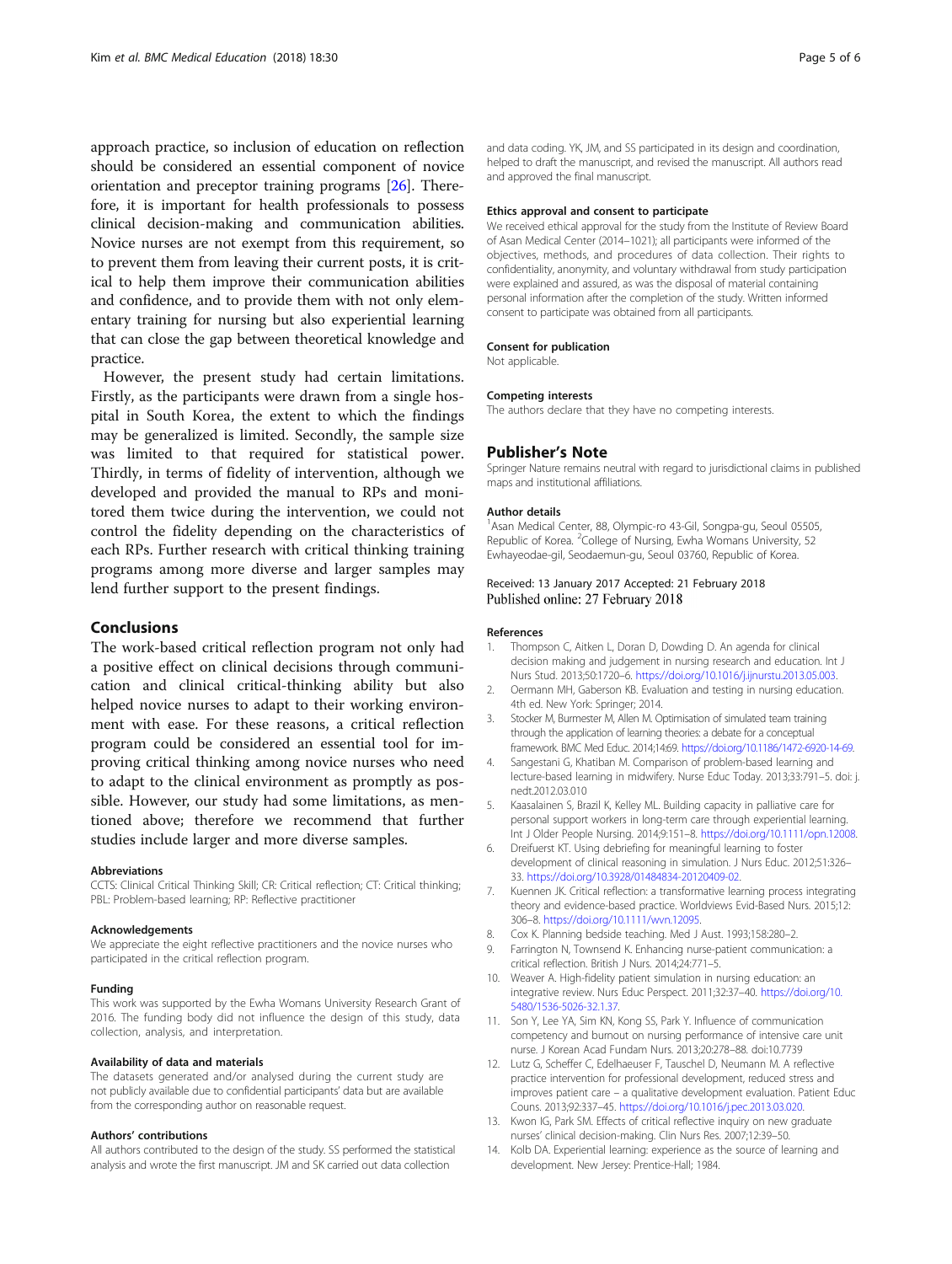approach practice, so inclusion of education on reflection should be considered an essential component of novice orientation and preceptor training programs [26]. Therefore, it is important for health professionals to possess clinical decision-making and communication abilities. Novice nurses are not exempt from this requirement, so to prevent them from leaving their current posts, it is critical to help them improve their communication abilities and confidence, and to provide them with not only elementary training for nursing but also experiential learning that can close the gap between theoretical knowledge and practice.

However, the present study had certain limitations. Firstly, as the participants were drawn from a single hospital in South Korea, the extent to which the findings may be generalized is limited. Secondly, the sample size was limited to that required for statistical power. Thirdly, in terms of fidelity of intervention, although we developed and provided the manual to RPs and monitored them twice during the intervention, we could not control the fidelity depending on the characteristics of each RPs. Further research with critical thinking training programs among more diverse and larger samples may lend further support to the present findings.

## Conclusions

The work-based critical reflection program not only had a positive effect on clinical decisions through communication and clinical critical-thinking ability but also helped novice nurses to adapt to their working environment with ease. For these reasons, a critical reflection program could be considered an essential tool for improving critical thinking among novice nurses who need to adapt to the clinical environment as promptly as possible. However, our study had some limitations, as mentioned above; therefore we recommend that further studies include larger and more diverse samples.

### Abbreviations

CCTS: Clinical Critical Thinking Skill; CR: Critical reflection; CT: Critical thinking; PBL: Problem-based learning; RP: Reflective practitioner

### Acknowledgements

We appreciate the eight reflective practitioners and the novice nurses who participated in the critical reflection program.

### Funding

This work was supported by the Ewha Womans University Research Grant of 2016. The funding body did not influence the design of this study, data collection, analysis, and interpretation.

### Availability of data and materials

The datasets generated and/or analysed during the current study are not publicly available due to confidential participants' data but are available from the corresponding author on reasonable request.

### Authors' contributions

All authors contributed to the design of the study. SS performed the statistical analysis and wrote the first manuscript. JM and SK carried out data collection and data coding. YK, JM, and SS participated in its design and coordination, helped to draft the manuscript, and revised the manuscript. All authors read and approved the final manuscript.

### Ethics approval and consent to participate

We received ethical approval for the study from the Institute of Review Board of Asan Medical Center (2014–1021); all participants were informed of the objectives, methods, and procedures of data collection. Their rights to confidentiality, anonymity, and voluntary withdrawal from study participation were explained and assured, as was the disposal of material containing personal information after the completion of the study. Written informed consent to participate was obtained from all participants.

### Consent for publication

Not applicable.

### Competing interests

The authors declare that they have no competing interests.

## Publisher's Note

Springer Nature remains neutral with regard to jurisdictional claims in published maps and institutional affiliations.

### Author details

[1]Asan Medical Center, 88, Olympic-ro 43-Gil, Songpa-gu, Seoul 05505, Republic of Korea. [2]College of Nursing, Ewha Womans University, 52 Ewhayeodae-gil, Seodaemun-gu, Seoul 03760, Republic of Korea.

Received: 13 January 2017 Accepted: 21 February 2018
Published online: 27 February 2018

### References

1. Thompson C, Aitken L, Doran D, Dowding D. An agenda for clinical decision making and judgement in nursing research and education. Int J Nurs Stud. 2013;50:1720–6. https://doi.org/10.1016/j.ijnurstu.2013.05.003.
2. Oermann MH, Gaberson KB. Evaluation and testing in nursing education. 4th ed. New York: Springer; 2014.
3. Stocker M, Burmester M, Allen M. Optimisation of simulated team training through the application of learning theories: a debate for a conceptual framework. BMC Med Educ. 2014;14:69. https://doi.org/10.1186/1472-6920-14-69.
4. Sangestani G, Khatiban M. Comparison of problem-based learning and lecture-based learning in midwifery. Nurse Educ Today. 2013;33:791–5. doi: j.nedt.2012.03.010
5. Kaasalainen S, Brazil K, Kelley ML. Building capacity in palliative care for personal support workers in long-term care through experiential learning. Int J Older People Nursing. 2014;9:151–8. https://doi.org/10.1111/opn.12008.
6. Dreifuerst KT. Using debriefing for meaningful learning to foster development of clinical reasoning in simulation. J Nurs Educ. 2012;51:326–33. https://doi.org/10.3928/01484834-20120409-02.
7. Kuennen JK. Critical reflection: a transformative learning process integrating theory and evidence-based practice. Worldviews Evid-Based Nurs. 2015;12:306–8. https://doi.org/10.1111/wvn.12095.
8. Cox K. Planning bedside teaching. Med J Aust. 1993;158:280–2.
9. Farrington N, Townsend K. Enhancing nurse-patient communication: a critical reflection. British J Nurs. 2014;24:771–5.
10. Weaver A. High-fidelity patient simulation in nursing education: an integrative review. Nurs Educ Perspect. 2011;32:37–40. https://doi.org/10.5480/1536-5026-32.1.37.
11. Son Y, Lee YA, Sim KN, Kong SS, Park Y. Influence of communication competency and burnout on nursing performance of intensive care unit nurse. J Korean Acad Fundam Nurs. 2013;20:278–88. doi:10.7739
12. Lutz G, Scheffer C, Edelhaeuser F, Tauschel D, Neumann M. A reflective practice intervention for professional development, reduced stress and improves patient care – a qualitative development evaluation. Patient Educ Couns. 2013;92:337–45. https://doi.org/10.1016/j.pec.2013.03.020.
13. Kwon IG, Park SM. Effects of critical reflective inquiry on new graduate nurses' clinical decision-making. Clin Nurs Res. 2007;12:39–50.
14. Kolb DA. Experiential learning: experience as the source of learning and development. New Jersey: Prentice-Hall; 1984.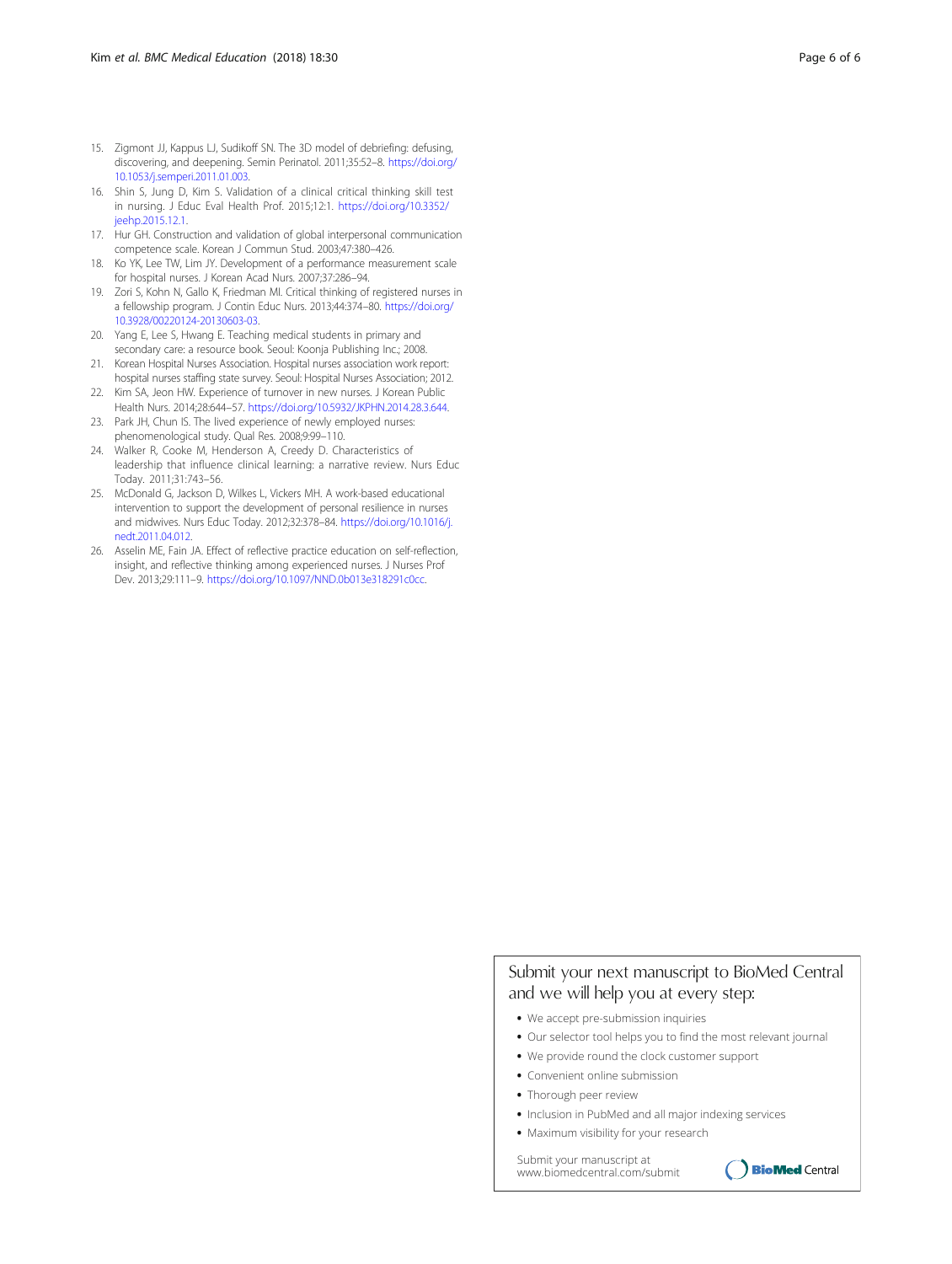15. Zigmont JJ, Kappus LJ, Sudikoff SN. The 3D model of debriefing: defusing, discovering, and deepening. Semin Perinatol. 2011;35:52–8. https://doi.org/10.1053/j.semperi.2011.01.003.
16. Shin S, Jung D, Kim S. Validation of a clinical critical thinking skill test in nursing. J Educ Eval Health Prof. 2015;12:1. https://doi.org/10.3352/jeehp.2015.12.1.
17. Hur GH. Construction and validation of global interpersonal communication competence scale. Korean J Commun Stud. 2003;47:380–426.
18. Ko YK, Lee TW, Lim JY. Development of a performance measurement scale for hospital nurses. J Korean Acad Nurs. 2007;37:286–94.
19. Zori S, Kohn N, Gallo K, Friedman MI. Critical thinking of registered nurses in a fellowship program. J Contin Educ Nurs. 2013;44:374–80. https://doi.org/10.3928/00220124-20130603-03.
20. Yang E, Lee S, Hwang E. Teaching medical students in primary and secondary care: a resource book. Seoul: Koonja Publishing Inc.; 2008.
21. Korean Hospital Nurses Association. Hospital nurses association work report: hospital nurses staffing state survey. Seoul: Hospital Nurses Association; 2012.
22. Kim SA, Jeon HW. Experience of turnover in new nurses. J Korean Public Health Nurs. 2014;28:644–57. https://doi.org/10.5932/JKPHN.2014.28.3.644.
23. Park JH, Chun IS. The lived experience of newly employed nurses: phenomenological study. Qual Res. 2008;9:99–110.
24. Walker R, Cooke M, Henderson A, Creedy D. Characteristics of leadership that influence clinical learning: a narrative review. Nurs Educ Today. 2011;31:743–56.
25. McDonald G, Jackson D, Wilkes L, Vickers MH. A work-based educational intervention to support the development of personal resilience in nurses and midwives. Nurs Educ Today. 2012;32:378–84. https://doi.org/10.1016/j.nedt.2011.04.012.
26. Asselin ME, Fain JA. Effect of reflective practice education on self-reflection, insight, and reflective thinking among experienced nurses. J Nurses Prof Dev. 2013;29:111–9. https://doi.org/10.1097/NND.0b013e318291c0cc.